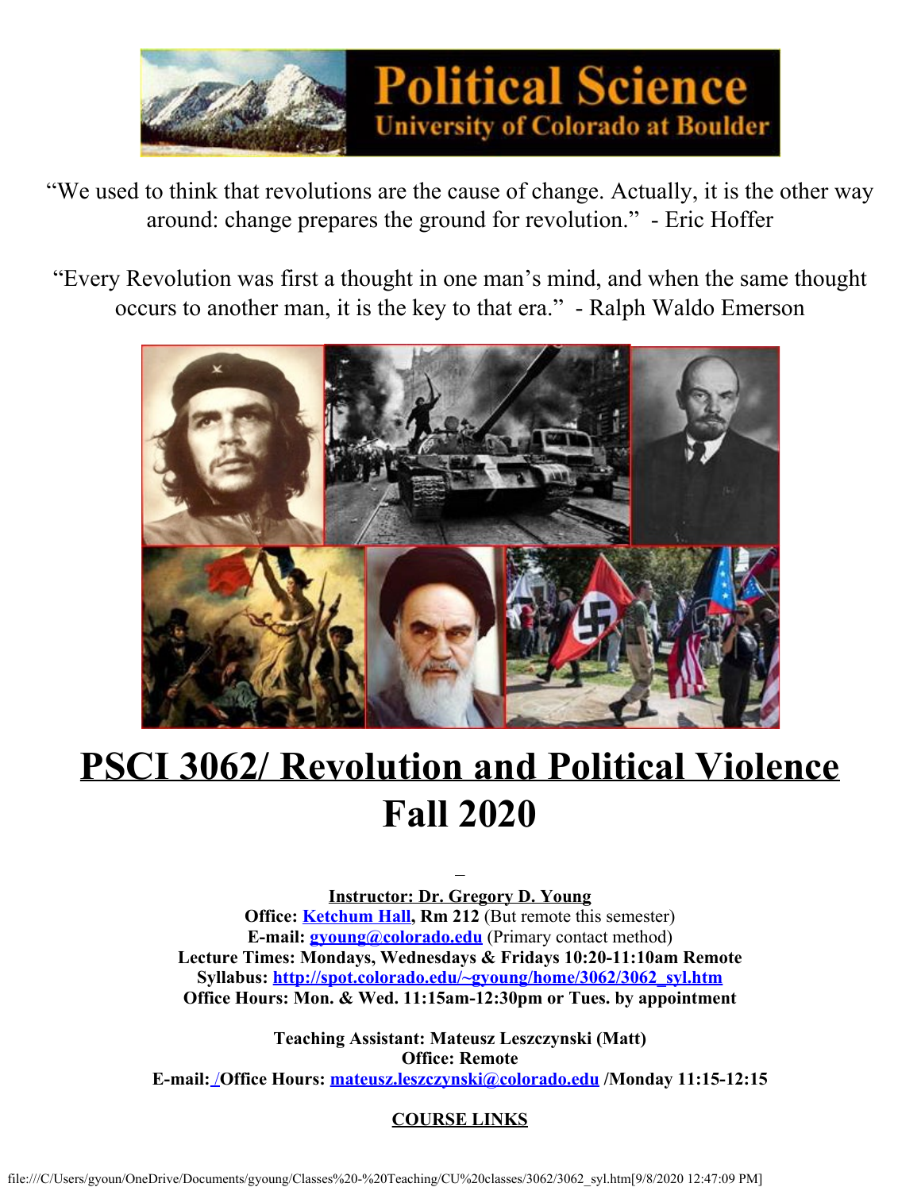"We used to think that revolutions are the cause of change. Actually, it is the other way around: change prepares the ground for revolution." - Eric Hoffer

"Every Revolution was first a thought in one man's mind, and when the same thought occurs to another man, it is the key to that era." - Ralph Waldo Emerson

# PSCI 3062/ Revolution and Political Violence
# Fall 2020

**Instructor: Dr. Gregory D. Young**
**Office: [Ketchum Hall](), Rm 212** (But remote this semester)
**E-mail: [gyoung@colorado.edu]()** (Primary contact method)
**Lecture Times: Mondays, Wednesdays & Fridays 10:20-11:10am Remote**
**Syllabus: [http://spot.colorado.edu/~gyoung/home/3062/3062_syl.htm]()**
**Office Hours: Mon. & Wed. 11:15am-12:30pm or Tues. by appointment**

**Teaching Assistant: Mateusz Leszczynski (Matt)**
**Office: Remote**
**E-mail: /Office Hours: [mateusz.leszczynski@colorado.edu]() /Monday 11:15-12:15**

**COURSE LINKS**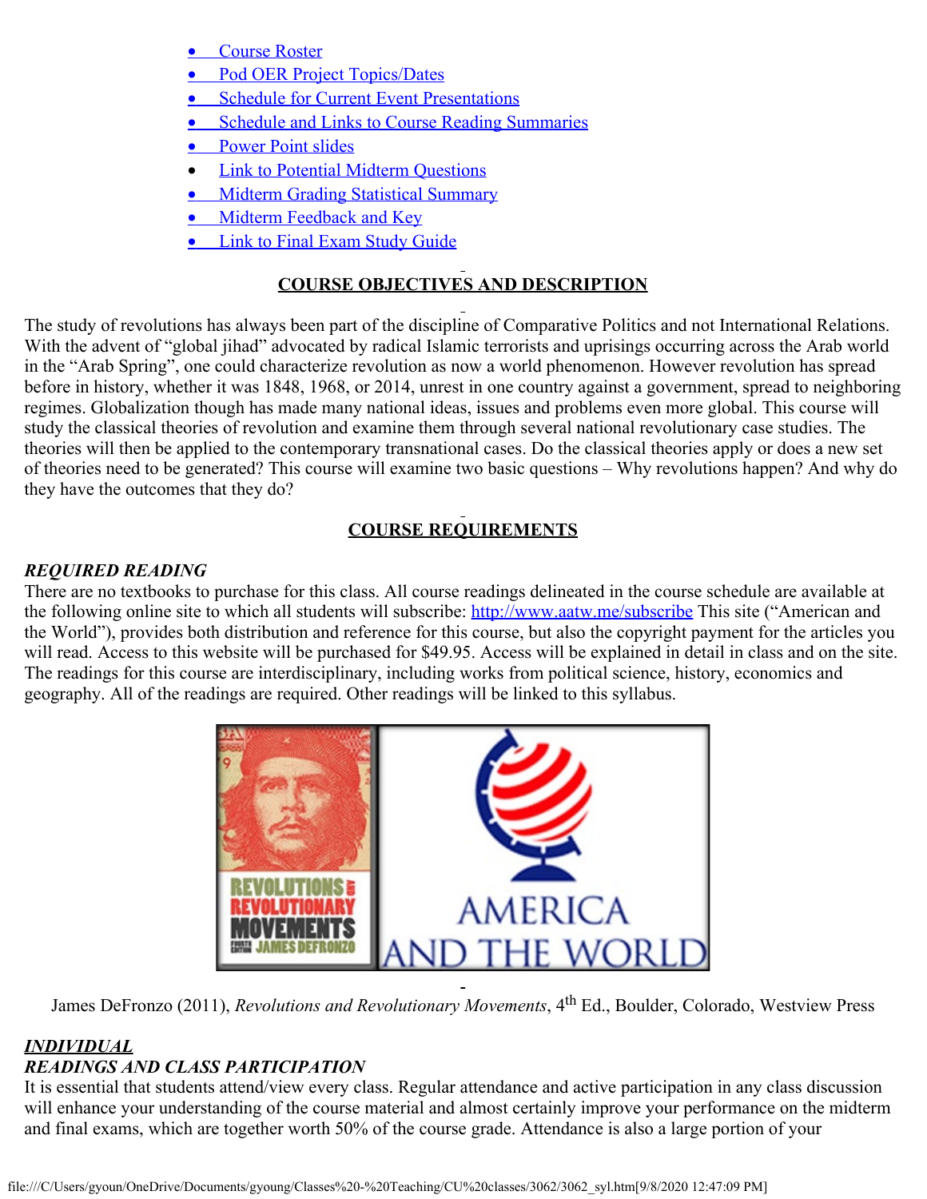- Course Roster
- Pod OER Project Topics/Dates
- Schedule for Current Event Presentations
- Schedule and Links to Course Reading Summaries
- Power Point slides
- Link to Potential Midterm Questions
- Midterm Grading Statistical Summary
- Midterm Feedback and Key
- Link to Final Exam Study Guide

## COURSE OBJECTIVES AND DESCRIPTION

The study of revolutions has always been part of the discipline of Comparative Politics and not International Relations. With the advent of "global jihad" advocated by radical Islamic terrorists and uprisings occurring across the Arab world in the "Arab Spring", one could characterize revolution as now a world phenomenon. However revolution has spread before in history, whether it was 1848, 1968, or 2014, unrest in one country against a government, spread to neighboring regimes. Globalization though has made many national ideas, issues and problems even more global. This course will study the classical theories of revolution and examine them through several national revolutionary case studies. The theories will then be applied to the contemporary transnational cases. Do the classical theories apply or does a new set of theories need to be generated? This course will examine two basic questions – Why revolutions happen? And why do they have the outcomes that they do?

## COURSE REQUIREMENTS

***REQUIRED READING***

There are no textbooks to purchase for this class. All course readings delineated in the course schedule are available at the following online site to which all students will subscribe: http://www.aatw.me/subscribe This site ("American and the World"), provides both distribution and reference for this course, but also the copyright payment for the articles you will read. Access to this website will be purchased for $49.95. Access will be explained in detail in class and on the site. The readings for this course are interdisciplinary, including works from political science, history, economics and geography. All of the readings are required. Other readings will be linked to this syllabus.

James DeFronzo (2011), *Revolutions and Revolutionary Movements*, 4th Ed., Boulder, Colorado, Westview Press

***INDIVIDUAL***

***READINGS AND CLASS PARTICIPATION***

It is essential that students attend/view every class. Regular attendance and active participation in any class discussion will enhance your understanding of the course material and almost certainly improve your performance on the midterm and final exams, which are together worth 50% of the course grade. Attendance is also a large portion of your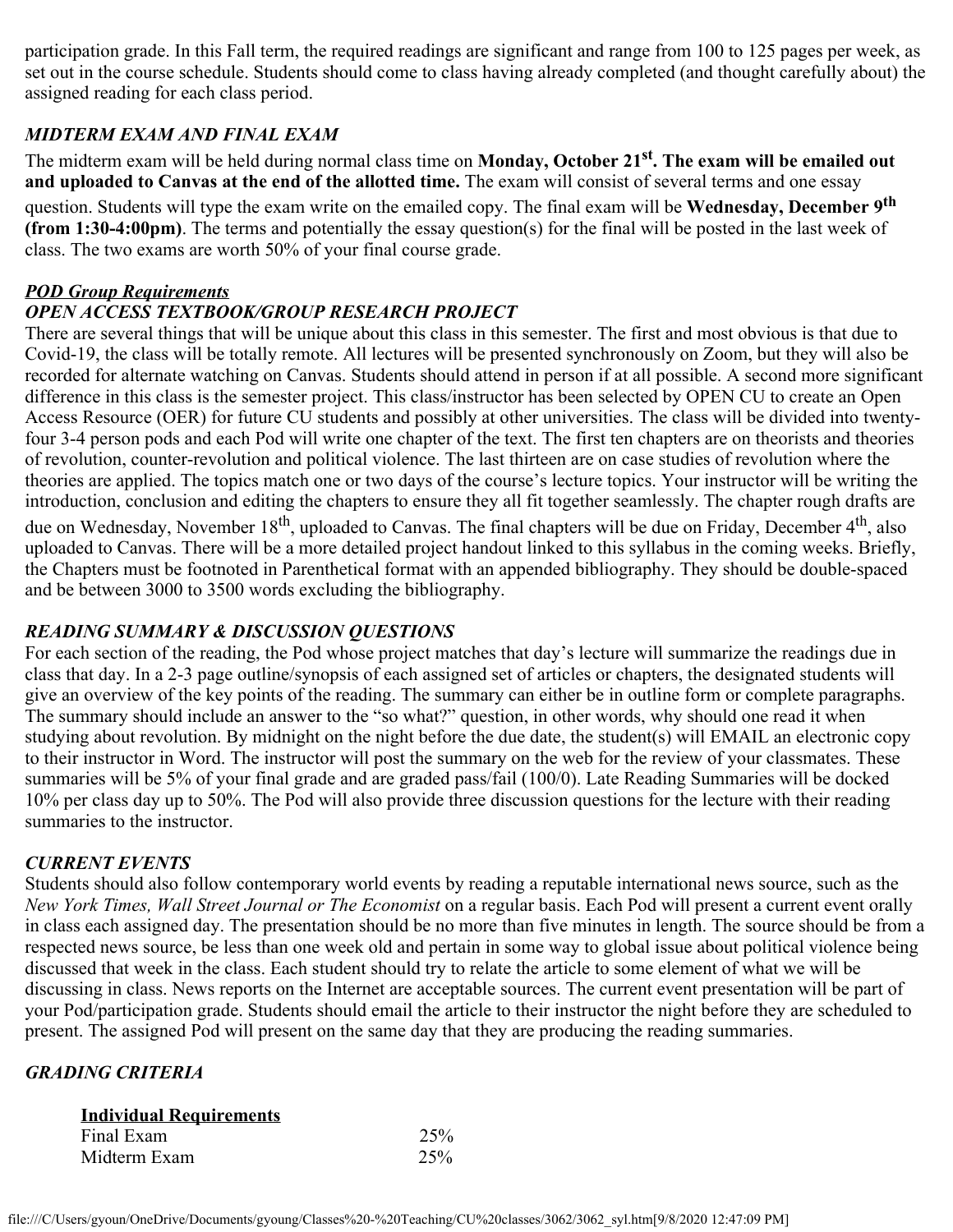participation grade. In this Fall term, the required readings are significant and range from 100 to 125 pages per week, as set out in the course schedule. Students should come to class having already completed (and thought carefully about) the assigned reading for each class period.

### *MIDTERM EXAM AND FINAL EXAM*

The midterm exam will be held during normal class time on **Monday, October 21st. The exam will be emailed out and uploaded to Canvas at the end of the allotted time.** The exam will consist of several terms and one essay question. Students will type the exam write on the emailed copy. The final exam will be **Wednesday, December 9th (from 1:30-4:00pm)**. The terms and potentially the essay question(s) for the final will be posted in the last week of class. The two exams are worth 50% of your final course grade.

### ***POD Group Requirements***

### *OPEN ACCESS TEXTBOOK/GROUP RESEARCH PROJECT*

There are several things that will be unique about this class in this semester. The first and most obvious is that due to Covid-19, the class will be totally remote. All lectures will be presented synchronously on Zoom, but they will also be recorded for alternate watching on Canvas. Students should attend in person if at all possible. A second more significant difference in this class is the semester project. This class/instructor has been selected by OPEN CU to create an Open Access Resource (OER) for future CU students and possibly at other universities. The class will be divided into twenty-four 3-4 person pods and each Pod will write one chapter of the text. The first ten chapters are on theorists and theories of revolution, counter-revolution and political violence. The last thirteen are on case studies of revolution where the theories are applied. The topics match one or two days of the course's lecture topics. Your instructor will be writing the introduction, conclusion and editing the chapters to ensure they all fit together seamlessly. The chapter rough drafts are due on Wednesday, November 18th, uploaded to Canvas. The final chapters will be due on Friday, December 4th, also uploaded to Canvas. There will be a more detailed project handout linked to this syllabus in the coming weeks. Briefly, the Chapters must be footnoted in Parenthetical format with an appended bibliography. They should be double-spaced and be between 3000 to 3500 words excluding the bibliography.

### *READING SUMMARY & DISCUSSION QUESTIONS*

For each section of the reading, the Pod whose project matches that day's lecture will summarize the readings due in class that day. In a 2-3 page outline/synopsis of each assigned set of articles or chapters, the designated students will give an overview of the key points of the reading. The summary can either be in outline form or complete paragraphs. The summary should include an answer to the "so what?" question, in other words, why should one read it when studying about revolution. By midnight on the night before the due date, the student(s) will EMAIL an electronic copy to their instructor in Word. The instructor will post the summary on the web for the review of your classmates. These summaries will be 5% of your final grade and are graded pass/fail (100/0). Late Reading Summaries will be docked 10% per class day up to 50%. The Pod will also provide three discussion questions for the lecture with their reading summaries to the instructor.

### *CURRENT EVENTS*

Students should also follow contemporary world events by reading a reputable international news source, such as the *New York Times, Wall Street Journal or The Economist* on a regular basis. Each Pod will present a current event orally in class each assigned day. The presentation should be no more than five minutes in length. The source should be from a respected news source, be less than one week old and pertain in some way to global issue about political violence being discussed that week in the class. Each student should try to relate the article to some element of what we will be discussing in class. News reports on the Internet are acceptable sources. The current event presentation will be part of your Pod/participation grade. Students should email the article to their instructor the night before they are scheduled to present. The assigned Pod will present on the same day that they are producing the reading summaries.

### *GRADING CRITERIA*

| **Individual Requirements** | |
|---|---|
| Final Exam | 25% |
| Midterm Exam | 25% |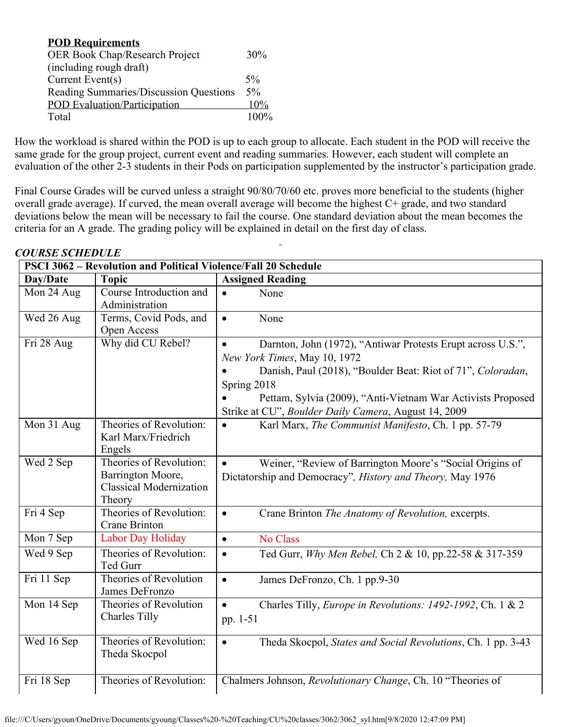**POD Requirements**

| | |
|---|---|
| OER Book Chap/Research Project (including rough draft) | 30% |
| Current Event(s) | 5% |
| Reading Summaries/Discussion Questions | 5% |
| POD Evaluation/Participation | 10% |
| Total | 100% |

How the workload is shared within the POD is up to each group to allocate. Each student in the POD will receive the same grade for the group project, current event and reading summaries. However, each student will complete an evaluation of the other 2-3 students in their Pods on participation supplemented by the instructor's participation grade.

Final Course Grades will be curved unless a straight 90/80/70/60 etc. proves more beneficial to the students (higher overall grade average). If curved, the mean overall average will become the highest C+ grade, and two standard deviations below the mean will be necessary to fail the course. One standard deviation about the mean becomes the criteria for an A grade. The grading policy will be explained in detail on the first day of class.

***COURSE SCHEDULE***

| **PSCI 3062 – Revolution and Political Violence/Fall 20 Schedule** | | |
|---|---|---|
| **Day/Date** | **Topic** | **Assigned Reading** |
| Mon 24 Aug | Course Introduction and Administration | • None |
| Wed 26 Aug | Terms, Covid Pods, and Open Access | • None |
| Fri 28 Aug | Why did CU Rebel? | • Darnton, John (1972), "Antiwar Protests Erupt across U.S.", *New York Times*, May 10, 1972<br>• Danish, Paul (2018), "Boulder Beat: Riot of 71", *Coloradan*, Spring 2018<br>• Pettam, Sylvia (2009), "Anti-Vietnam War Activists Proposed Strike at CU", *Boulder Daily Camera*, August 14, 2009 |
| Mon 31 Aug | Theories of Revolution: Karl Marx/Friedrich Engels | • Karl Marx, *The Communist Manifesto*, Ch. 1 pp. 57-79 |
| Wed 2 Sep | Theories of Revolution: Barrington Moore, Classical Modernization Theory | • Weiner, "Review of Barrington Moore's "Social Origins of Dictatorship and Democracy"*, History and Theory,* May 1976 |
| Fri 4 Sep | Theories of Revolution: Crane Brinton | • Crane Brinton *The Anatomy of Revolution,* excerpts. |
| Mon 7 Sep | Labor Day Holiday | • No Class |
| Wed 9 Sep | Theories of Revolution: Ted Gurr | • Ted Gurr, *Why Men Rebel,* Ch 2 & 10, pp.22-58 & 317-359 |
| Fri 11 Sep | Theories of Revolution James DeFronzo | • James DeFronzo, Ch. 1 pp.9-30 |
| Mon 14 Sep | Theories of Revolution Charles Tilly | • Charles Tilly, *Europe in Revolutions: 1492-1992*, Ch. 1 & 2 pp. 1-51 |
| Wed 16 Sep | Theories of Revolution: Theda Skocpol | • Theda Skocpol, *States and Social Revolutions*, Ch. 1 pp. 3-43 |
| Fri 18 Sep | Theories of Revolution: | Chalmers Johnson, *Revolutionary Change*, Ch. 10 "Theories of |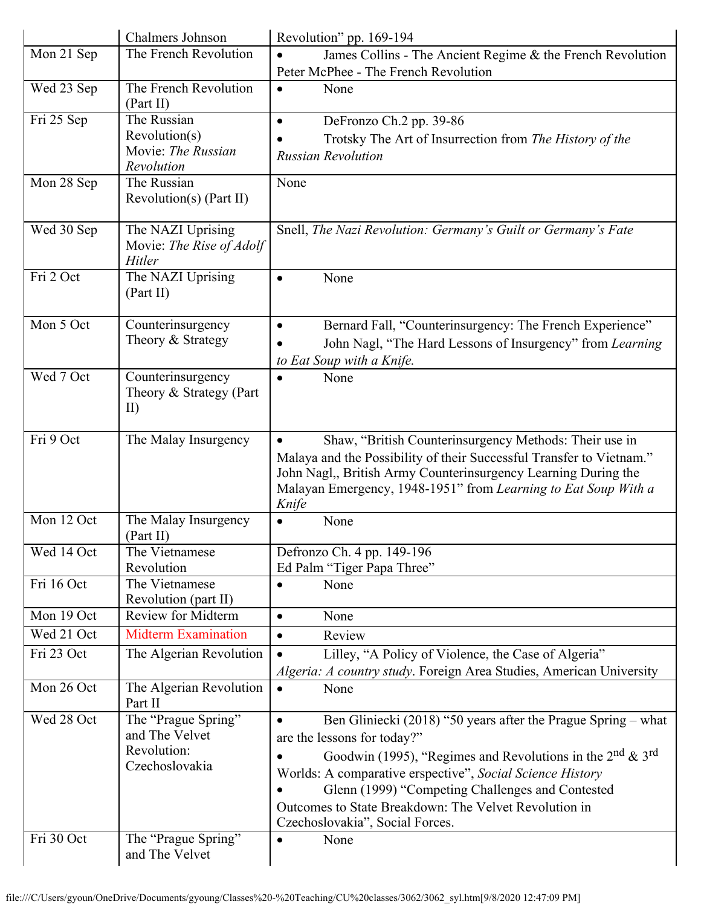| | | |
|---|---|---|
| | Chalmers Johnson | Revolution" pp. 169-194 |
| Mon 21 Sep | The French Revolution | • James Collins - The Ancient Regime & the French Revolution<br>Peter McPhee - The French Revolution |
| Wed 23 Sep | The French Revolution (Part II) | • None |
| Fri 25 Sep | The Russian Revolution(s)<br>Movie: *The Russian Revolution* | • DeFronzo Ch.2 pp. 39-86<br>• Trotsky The Art of Insurrection from *The History of the Russian Revolution* |
| Mon 28 Sep | The Russian Revolution(s) (Part II) | None |
| Wed 30 Sep | The NAZI Uprising<br>Movie: *The Rise of Adolf Hitler* | Snell, *The Nazi Revolution: Germany's Guilt or Germany's Fate* |
| Fri 2 Oct | The NAZI Uprising (Part II) | • None |
| Mon 5 Oct | Counterinsurgency Theory & Strategy | • Bernard Fall, "Counterinsurgency: The French Experience"<br>• John Nagl, "The Hard Lessons of Insurgency" from *Learning to Eat Soup with a Knife.* |
| Wed 7 Oct | Counterinsurgency Theory & Strategy (Part II) | • None |
| Fri 9 Oct | The Malay Insurgency | • Shaw, "British Counterinsurgency Methods: Their use in Malaya and the Possibility of their Successful Transfer to Vietnam."<br>John Nagl,, British Army Counterinsurgency Learning During the Malayan Emergency, 1948-1951" from *Learning to Eat Soup With a Knife* |
| Mon 12 Oct | The Malay Insurgency (Part II) | • None |
| Wed 14 Oct | The Vietnamese Revolution | Defronzo Ch. 4 pp. 149-196<br>Ed Palm "Tiger Papa Three" |
| Fri 16 Oct | The Vietnamese Revolution (part II) | • None |
| Mon 19 Oct | Review for Midterm | • None |
| Wed 21 Oct | Midterm Examination | • Review |
| Fri 23 Oct | The Algerian Revolution | • Lilley, "A Policy of Violence, the Case of Algeria"<br>*Algeria: A country study*. Foreign Area Studies, American University |
| Mon 26 Oct | The Algerian Revolution Part II | • None |
| Wed 28 Oct | The "Prague Spring" and The Velvet Revolution: Czechoslovakia | • Ben Gliniecki (2018) "50 years after the Prague Spring – what are the lessons for today?"<br>• Goodwin (1995), "Regimes and Revolutions in the 2nd & 3rd Worlds: A comparative erspective", *Social Science History*<br>• Glenn (1999) "Competing Challenges and Contested Outcomes to State Breakdown: The Velvet Revolution in Czechoslovakia", Social Forces. |
| Fri 30 Oct | The "Prague Spring" and The Velvet | • None |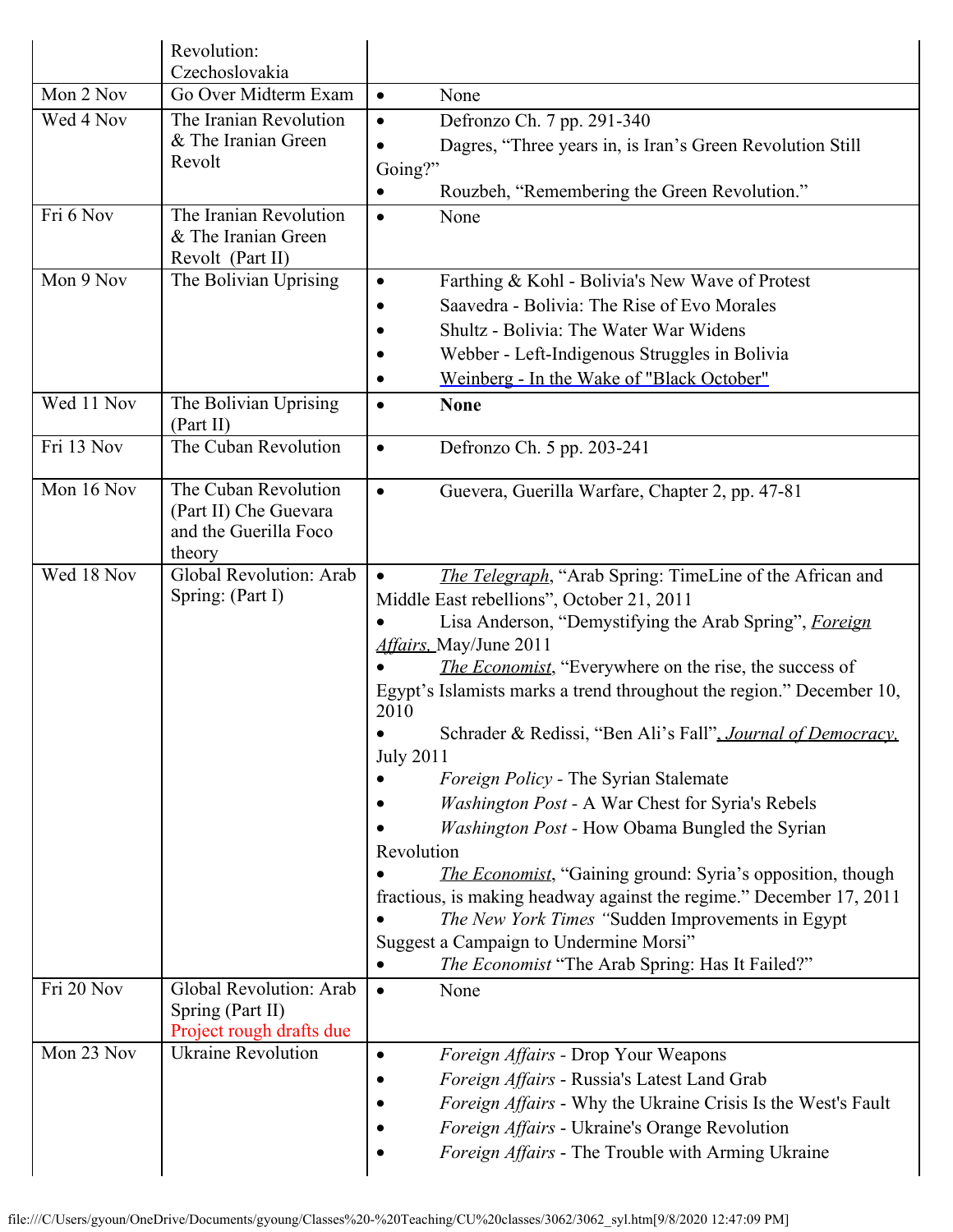| | Revolution: Czechoslovakia | |
|---|---|---|
| Mon 2 Nov | Go Over Midterm Exam | • None |
| Wed 4 Nov | The Iranian Revolution & The Iranian Green Revolt | • Defronzo Ch. 7 pp. 291-340<br>• Dagres, "Three years in, is Iran's Green Revolution Still Going?"<br>• Rouzbeh, "Remembering the Green Revolution." |
| Fri 6 Nov | The Iranian Revolution & The Iranian Green Revolt (Part II) | • None |
| Mon 9 Nov | The Bolivian Uprising | • Farthing & Kohl - Bolivia's New Wave of Protest<br>• Saavedra - Bolivia: The Rise of Evo Morales<br>• Shultz - Bolivia: The Water War Widens<br>• Webber - Left-Indigenous Struggles in Bolivia<br>• Weinberg - In the Wake of "Black October" |
| Wed 11 Nov | The Bolivian Uprising (Part II) | • **None** |
| Fri 13 Nov | The Cuban Revolution | • Defronzo Ch. 5 pp. 203-241 |
| Mon 16 Nov | The Cuban Revolution (Part II) Che Guevara and the Guerilla Foco theory | • Guevera, Guerilla Warfare, Chapter 2, pp. 47-81 |
| Wed 18 Nov | Global Revolution: Arab Spring: (Part I) | • *The Telegraph*, "Arab Spring: TimeLine of the African and Middle East rebellions", October 21, 2011<br>• Lisa Anderson, "Demystifying the Arab Spring", *Foreign Affairs*, May/June 2011<br>• *The Economist*, "Everywhere on the rise, the success of Egypt's Islamists marks a trend throughout the region." December 10, 2010<br>• Schrader & Redissi, "Ben Ali's Fall", *Journal of Democracy*, July 2011<br>• *Foreign Policy* - The Syrian Stalemate<br>• *Washington Post* - A War Chest for Syria's Rebels<br>• *Washington Post* - How Obama Bungled the Syrian Revolution<br>• *The Economist*, "Gaining ground: Syria's opposition, though fractious, is making headway against the regime." December 17, 2011<br>• *The New York Times* "Sudden Improvements in Egypt Suggest a Campaign to Undermine Morsi"<br>• *The Economist* "The Arab Spring: Has It Failed?" |
| Fri 20 Nov | Global Revolution: Arab Spring (Part II)<br>Project rough drafts due | • None |
| Mon 23 Nov | Ukraine Revolution | • *Foreign Affairs* - Drop Your Weapons<br>• *Foreign Affairs* - Russia's Latest Land Grab<br>• *Foreign Affairs* - Why the Ukraine Crisis Is the West's Fault<br>• *Foreign Affairs* - Ukraine's Orange Revolution<br>• *Foreign Affairs* - The Trouble with Arming Ukraine |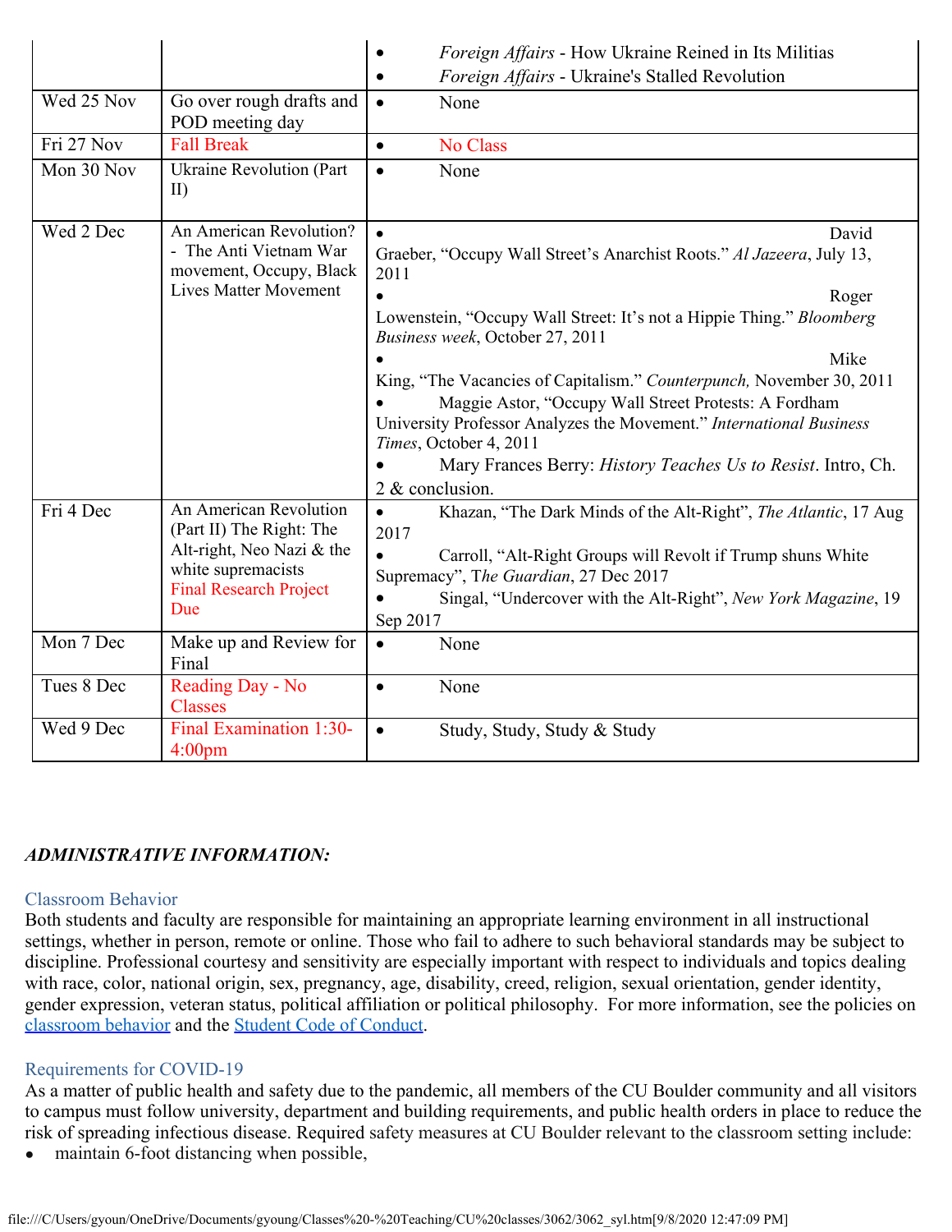| | | • *Foreign Affairs* - How Ukraine Reined in Its Militias<br>• *Foreign Affairs* - Ukraine's Stalled Revolution |
|---|---|---|
| Wed 25 Nov | Go over rough drafts and POD meeting day | • None |
| Fri 27 Nov | Fall Break | • No Class |
| Mon 30 Nov | Ukraine Revolution (Part II) | • None |
| Wed 2 Dec | An American Revolution? - The Anti Vietnam War movement, Occupy, Black Lives Matter Movement | • David Graeber, "Occupy Wall Street's Anarchist Roots." *Al Jazeera*, July 13, 2011<br>• Roger Lowenstein, "Occupy Wall Street: It's not a Hippie Thing." *Bloomberg Business week*, October 27, 2011<br>• Mike King, "The Vacancies of Capitalism." *Counterpunch,* November 30, 2011<br>• Maggie Astor, "Occupy Wall Street Protests: A Fordham University Professor Analyzes the Movement." *International Business Times*, October 4, 2011<br>• Mary Frances Berry: *History Teaches Us to Resist*. Intro, Ch. 2 & conclusion. |
| Fri 4 Dec | An American Revolution (Part II) The Right: The Alt-right, Neo Nazi & the white supremacists<br>Final Research Project Due | • Khazan, "The Dark Minds of the Alt-Right", *The Atlantic*, 17 Aug 2017<br>• Carroll, "Alt-Right Groups will Revolt if Trump shuns White Supremacy", T*he Guardian*, 27 Dec 2017<br>• Singal, "Undercover with the Alt-Right", *New York Magazine*, 19 Sep 2017 |
| Mon 7 Dec | Make up and Review for Final | • None |
| Tues 8 Dec | Reading Day - No Classes | • None |
| Wed 9 Dec | Final Examination 1:30-4:00pm | • Study, Study, Study & Study |

### *ADMINISTRATIVE INFORMATION:*

#### Classroom Behavior

Both students and faculty are responsible for maintaining an appropriate learning environment in all instructional settings, whether in person, remote or online. Those who fail to adhere to such behavioral standards may be subject to discipline. Professional courtesy and sensitivity are especially important with respect to individuals and topics dealing with race, color, national origin, sex, pregnancy, age, disability, creed, religion, sexual orientation, gender identity, gender expression, veteran status, political affiliation or political philosophy. For more information, see the policies on classroom behavior and the Student Code of Conduct.

#### Requirements for COVID-19

As a matter of public health and safety due to the pandemic, all members of the CU Boulder community and all visitors to campus must follow university, department and building requirements, and public health orders in place to reduce the risk of spreading infectious disease. Required safety measures at CU Boulder relevant to the classroom setting include:

- maintain 6-foot distancing when possible,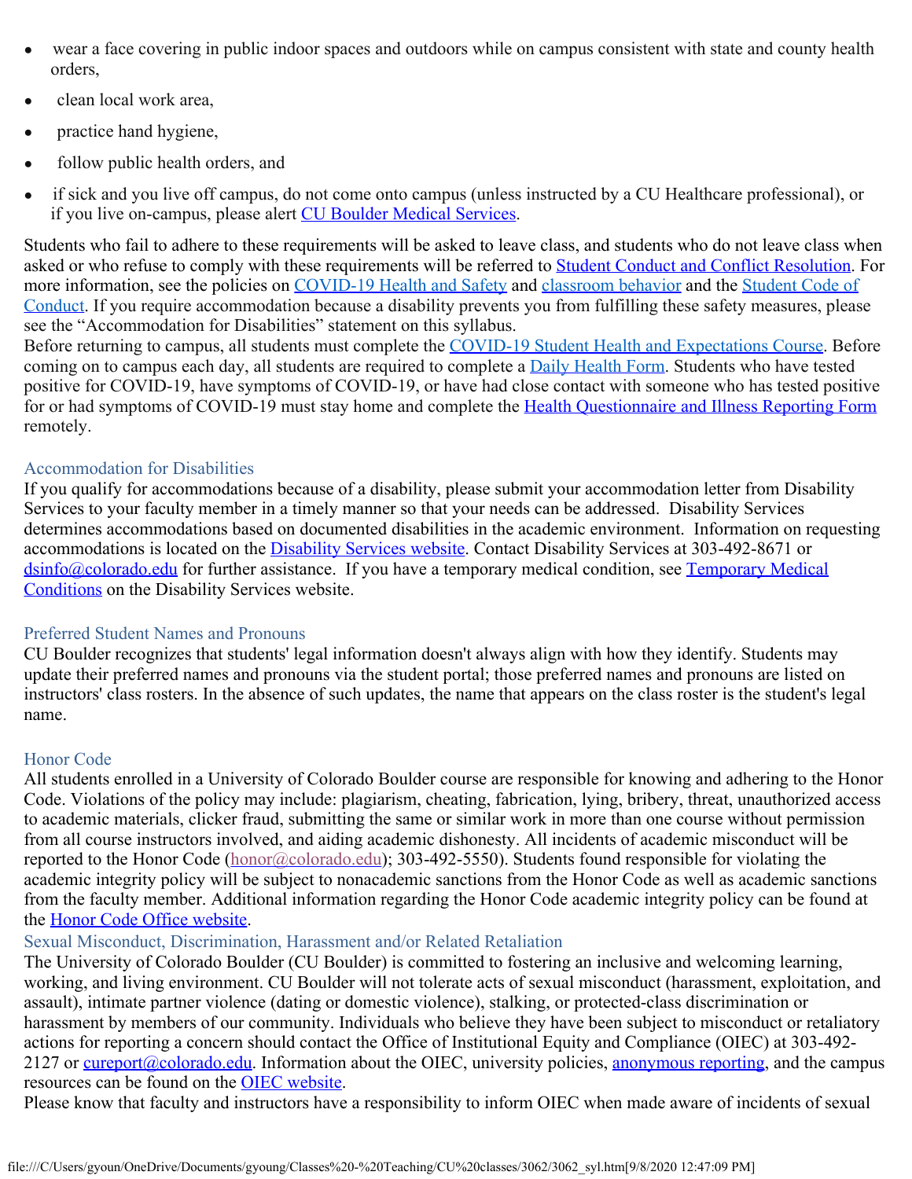- wear a face covering in public indoor spaces and outdoors while on campus consistent with state and county health orders,
- clean local work area,
- practice hand hygiene,
- follow public health orders, and
- if sick and you live off campus, do not come onto campus (unless instructed by a CU Healthcare professional), or if you live on-campus, please alert CU Boulder Medical Services.

Students who fail to adhere to these requirements will be asked to leave class, and students who do not leave class when asked or who refuse to comply with these requirements will be referred to Student Conduct and Conflict Resolution. For more information, see the policies on COVID-19 Health and Safety and classroom behavior and the Student Code of Conduct. If you require accommodation because a disability prevents you from fulfilling these safety measures, please see the "Accommodation for Disabilities" statement on this syllabus.

Before returning to campus, all students must complete the COVID-19 Student Health and Expectations Course. Before coming on to campus each day, all students are required to complete a Daily Health Form. Students who have tested positive for COVID-19, have symptoms of COVID-19, or have had close contact with someone who has tested positive for or had symptoms of COVID-19 must stay home and complete the Health Questionnaire and Illness Reporting Form remotely.

### Accommodation for Disabilities

If you qualify for accommodations because of a disability, please submit your accommodation letter from Disability Services to your faculty member in a timely manner so that your needs can be addressed. Disability Services determines accommodations based on documented disabilities in the academic environment. Information on requesting accommodations is located on the Disability Services website. Contact Disability Services at 303-492-8671 or dsinfo@colorado.edu for further assistance. If you have a temporary medical condition, see Temporary Medical Conditions on the Disability Services website.

### Preferred Student Names and Pronouns

CU Boulder recognizes that students' legal information doesn't always align with how they identify. Students may update their preferred names and pronouns via the student portal; those preferred names and pronouns are listed on instructors' class rosters. In the absence of such updates, the name that appears on the class roster is the student's legal name.

### Honor Code

All students enrolled in a University of Colorado Boulder course are responsible for knowing and adhering to the Honor Code. Violations of the policy may include: plagiarism, cheating, fabrication, lying, bribery, threat, unauthorized access to academic materials, clicker fraud, submitting the same or similar work in more than one course without permission from all course instructors involved, and aiding academic dishonesty. All incidents of academic misconduct will be reported to the Honor Code (honor@colorado.edu); 303-492-5550). Students found responsible for violating the academic integrity policy will be subject to nonacademic sanctions from the Honor Code as well as academic sanctions from the faculty member. Additional information regarding the Honor Code academic integrity policy can be found at the Honor Code Office website.

### Sexual Misconduct, Discrimination, Harassment and/or Related Retaliation

The University of Colorado Boulder (CU Boulder) is committed to fostering an inclusive and welcoming learning, working, and living environment. CU Boulder will not tolerate acts of sexual misconduct (harassment, exploitation, and assault), intimate partner violence (dating or domestic violence), stalking, or protected-class discrimination or harassment by members of our community. Individuals who believe they have been subject to misconduct or retaliatory actions for reporting a concern should contact the Office of Institutional Equity and Compliance (OIEC) at 303-492-2127 or cureport@colorado.edu. Information about the OIEC, university policies, anonymous reporting, and the campus resources can be found on the OIEC website.

Please know that faculty and instructors have a responsibility to inform OIEC when made aware of incidents of sexual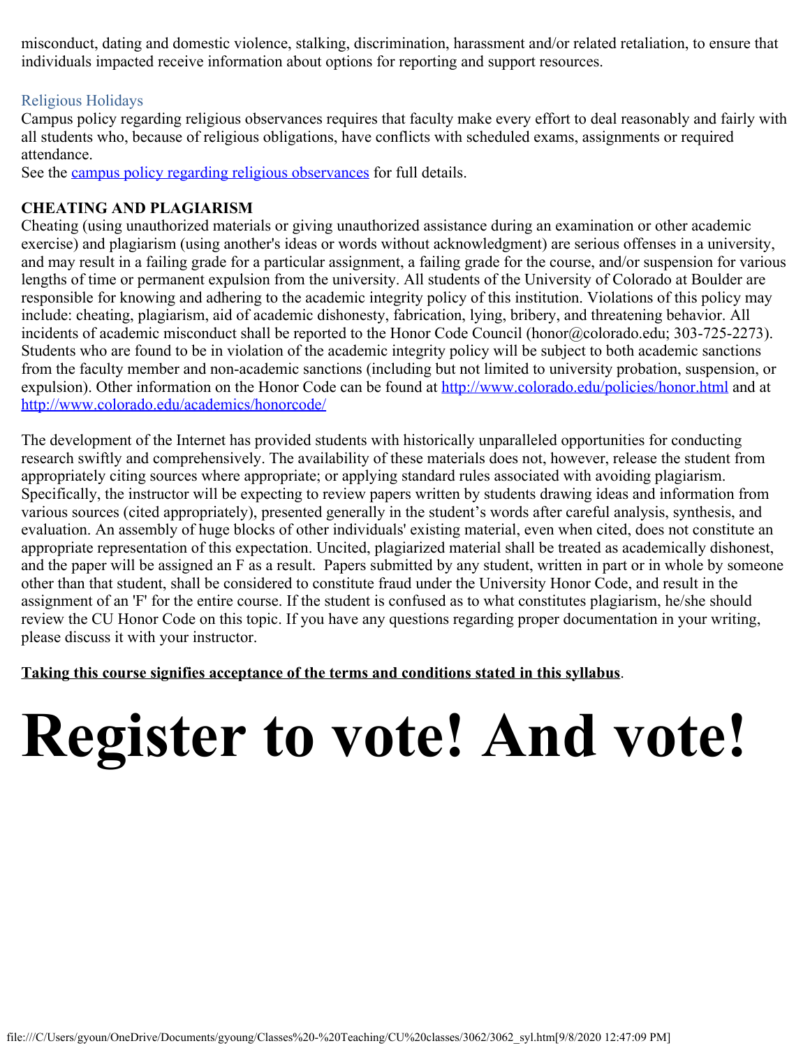misconduct, dating and domestic violence, stalking, discrimination, harassment and/or related retaliation, to ensure that individuals impacted receive information about options for reporting and support resources.

### Religious Holidays

Campus policy regarding religious observances requires that faculty make every effort to deal reasonably and fairly with all students who, because of religious obligations, have conflicts with scheduled exams, assignments or required attendance.
See the [campus policy regarding religious observances]() for full details.

**CHEATING AND PLAGIARISM**
Cheating (using unauthorized materials or giving unauthorized assistance during an examination or other academic exercise) and plagiarism (using another's ideas or words without acknowledgment) are serious offenses in a university, and may result in a failing grade for a particular assignment, a failing grade for the course, and/or suspension for various lengths of time or permanent expulsion from the university. All students of the University of Colorado at Boulder are responsible for knowing and adhering to the academic integrity policy of this institution. Violations of this policy may include: cheating, plagiarism, aid of academic dishonesty, fabrication, lying, bribery, and threatening behavior. All incidents of academic misconduct shall be reported to the Honor Code Council (honor@colorado.edu; 303-725-2273). Students who are found to be in violation of the academic integrity policy will be subject to both academic sanctions from the faculty member and non-academic sanctions (including but not limited to university probation, suspension, or expulsion). Other information on the Honor Code can be found at http://www.colorado.edu/policies/honor.html and at http://www.colorado.edu/academics/honorcode/

The development of the Internet has provided students with historically unparalleled opportunities for conducting research swiftly and comprehensively. The availability of these materials does not, however, release the student from appropriately citing sources where appropriate; or applying standard rules associated with avoiding plagiarism. Specifically, the instructor will be expecting to review papers written by students drawing ideas and information from various sources (cited appropriately), presented generally in the student's words after careful analysis, synthesis, and evaluation. An assembly of huge blocks of other individuals' existing material, even when cited, does not constitute an appropriate representation of this expectation. Uncited, plagiarized material shall be treated as academically dishonest, and the paper will be assigned an F as a result. Papers submitted by any student, written in part or in whole by someone other than that student, shall be considered to constitute fraud under the University Honor Code, and result in the assignment of an 'F' for the entire course. If the student is confused as to what constitutes plagiarism, he/she should review the CU Honor Code on this topic. If you have any questions regarding proper documentation in your writing, please discuss it with your instructor.

**Taking this course signifies acceptance of the terms and conditions stated in this syllabus**.

# Register to vote! And vote!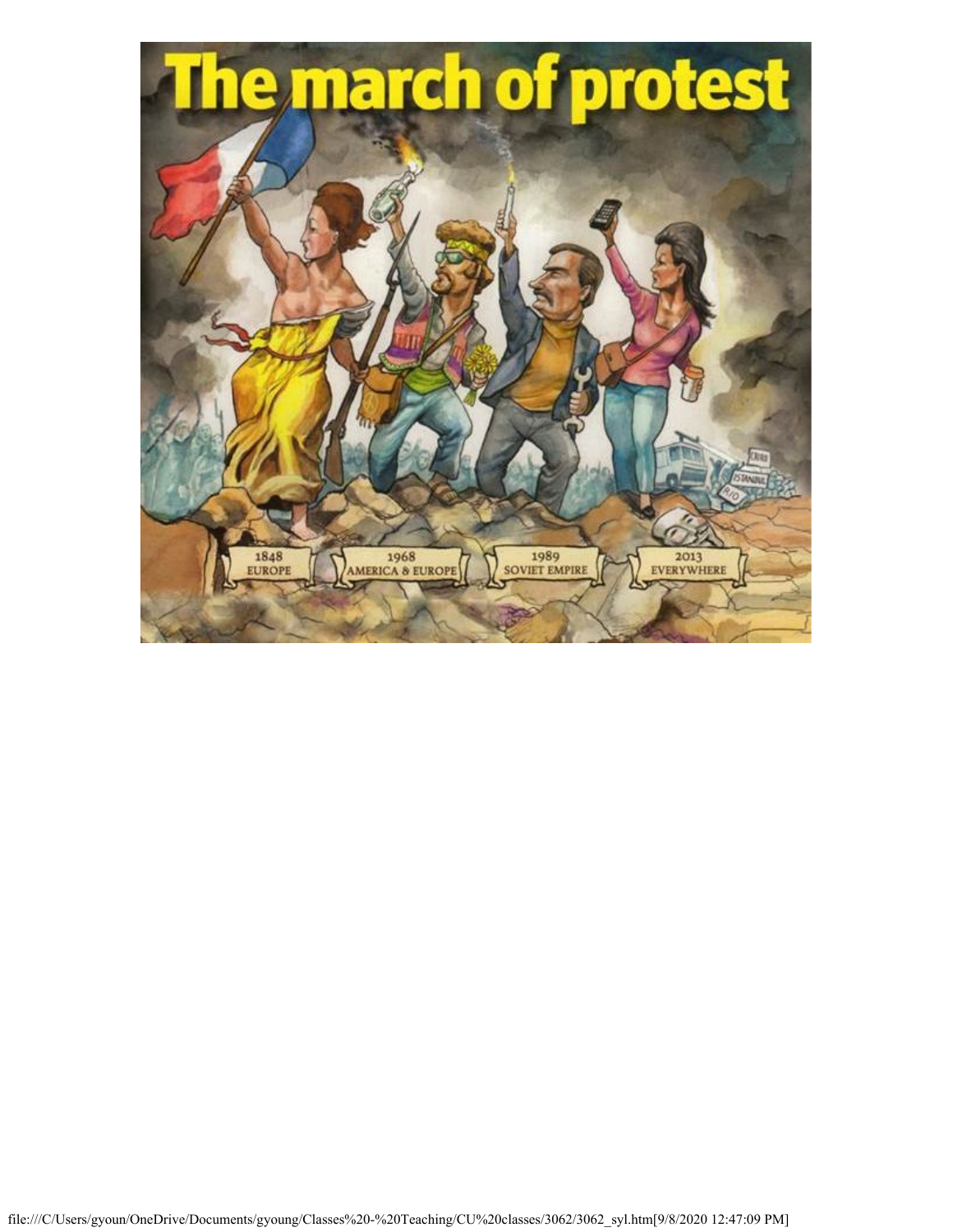# The march of protest

1848
EUROPE

1968
AMERICA & EUROPE

1989
SOVIET EMPIRE

2013
EVERYWHERE